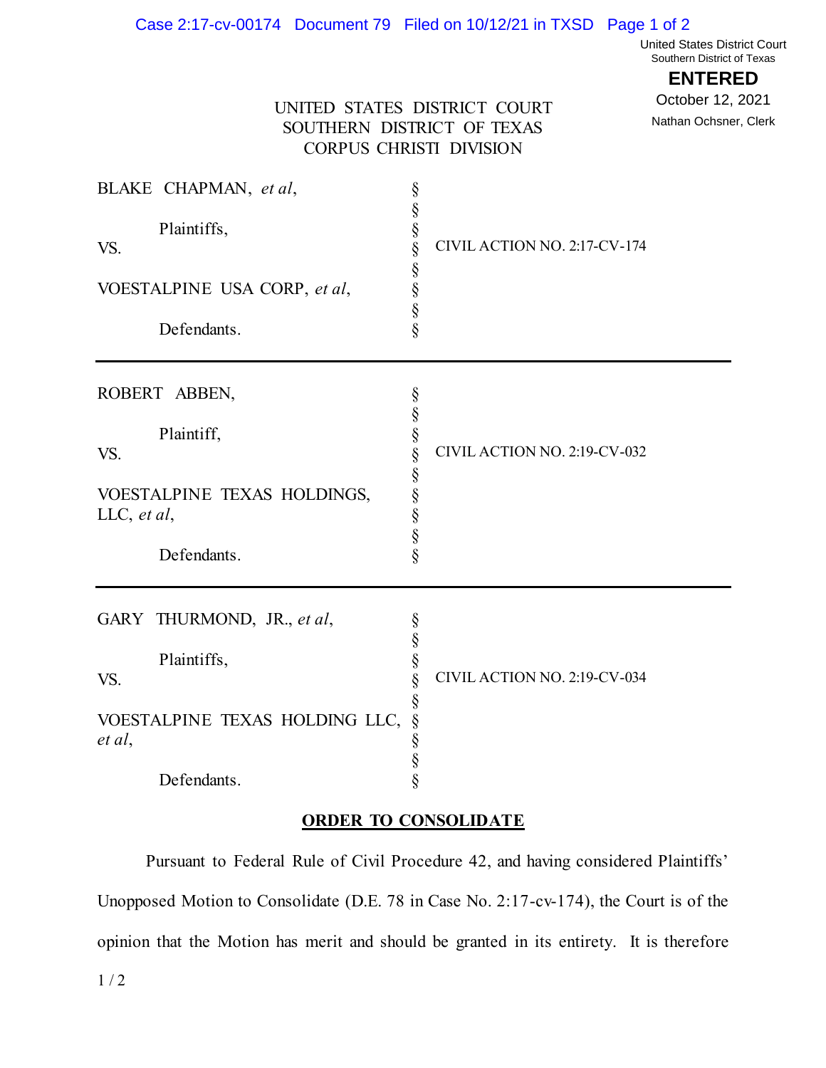United States District Court
Southern District of Texas

**ENTERED**

October 12, 2021

Nathan Ochsner, Clerk

UNITED STATES DISTRICT COURT
SOUTHERN DISTRICT OF TEXAS
CORPUS CHRISTI DIVISION

BLAKE CHAPMAN, *et al*,

Plaintiffs,

VS.

VOESTALPINE USA CORP, *et al*,

Defendants.

CIVIL ACTION NO. 2:17-CV-174

---

ROBERT ABBEN,

Plaintiff,

VS.

VOESTALPINE TEXAS HOLDINGS, LLC, *et al*,

Defendants.

CIVIL ACTION NO. 2:19-CV-032

---

GARY THURMOND, JR., *et al*,

Plaintiffs,

VS.

VOESTALPINE TEXAS HOLDING LLC, *et al*,

Defendants.

CIVIL ACTION NO. 2:19-CV-034

**ORDER TO CONSOLIDATE**

Pursuant to Federal Rule of Civil Procedure 42, and having considered Plaintiffs' Unopposed Motion to Consolidate (D.E. 78 in Case No. 2:17-cv-174), the Court is of the opinion that the Motion has merit and should be granted in its entirety. It is therefore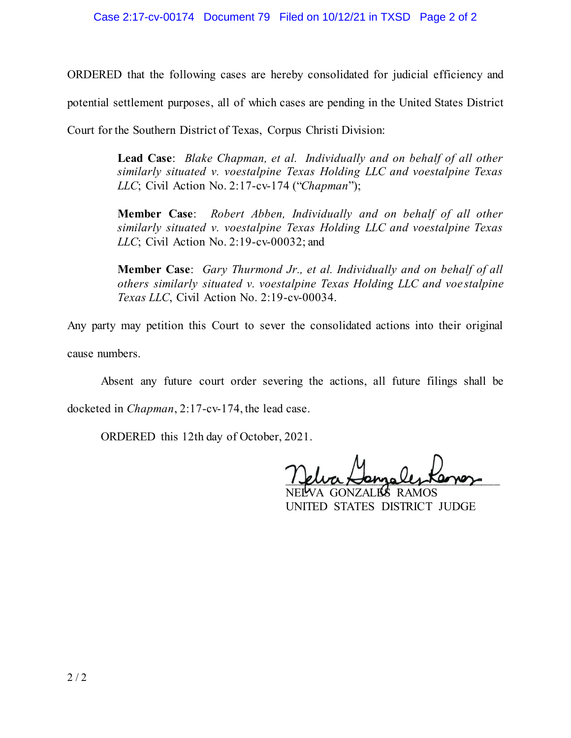ORDERED that the following cases are hereby consolidated for judicial efficiency and potential settlement purposes, all of which cases are pending in the United States District Court for the Southern District of Texas, Corpus Christi Division:

> **Lead Case**: *Blake Chapman, et al. Individually and on behalf of all other similarly situated v. voestalpine Texas Holding LLC and voestalpine Texas LLC*; Civil Action No. 2:17-cv-174 ("*Chapman*");
>
> **Member Case**: *Robert Abben, Individually and on behalf of all other similarly situated v. voestalpine Texas Holding LLC and voestalpine Texas LLC*; Civil Action No. 2:19-cv-00032; and
>
> **Member Case**: *Gary Thurmond Jr., et al. Individually and on behalf of all others similarly situated v. voestalpine Texas Holding LLC and voestalpine Texas LLC*, Civil Action No. 2:19-cv-00034.

Any party may petition this Court to sever the consolidated actions into their original cause numbers.

Absent any future court order severing the actions, all future filings shall be docketed in *Chapman*, 2:17-cv-174, the lead case.

ORDERED this 12th day of October, 2021.

NELVA GONZALES RAMOS
UNITED STATES DISTRICT JUDGE